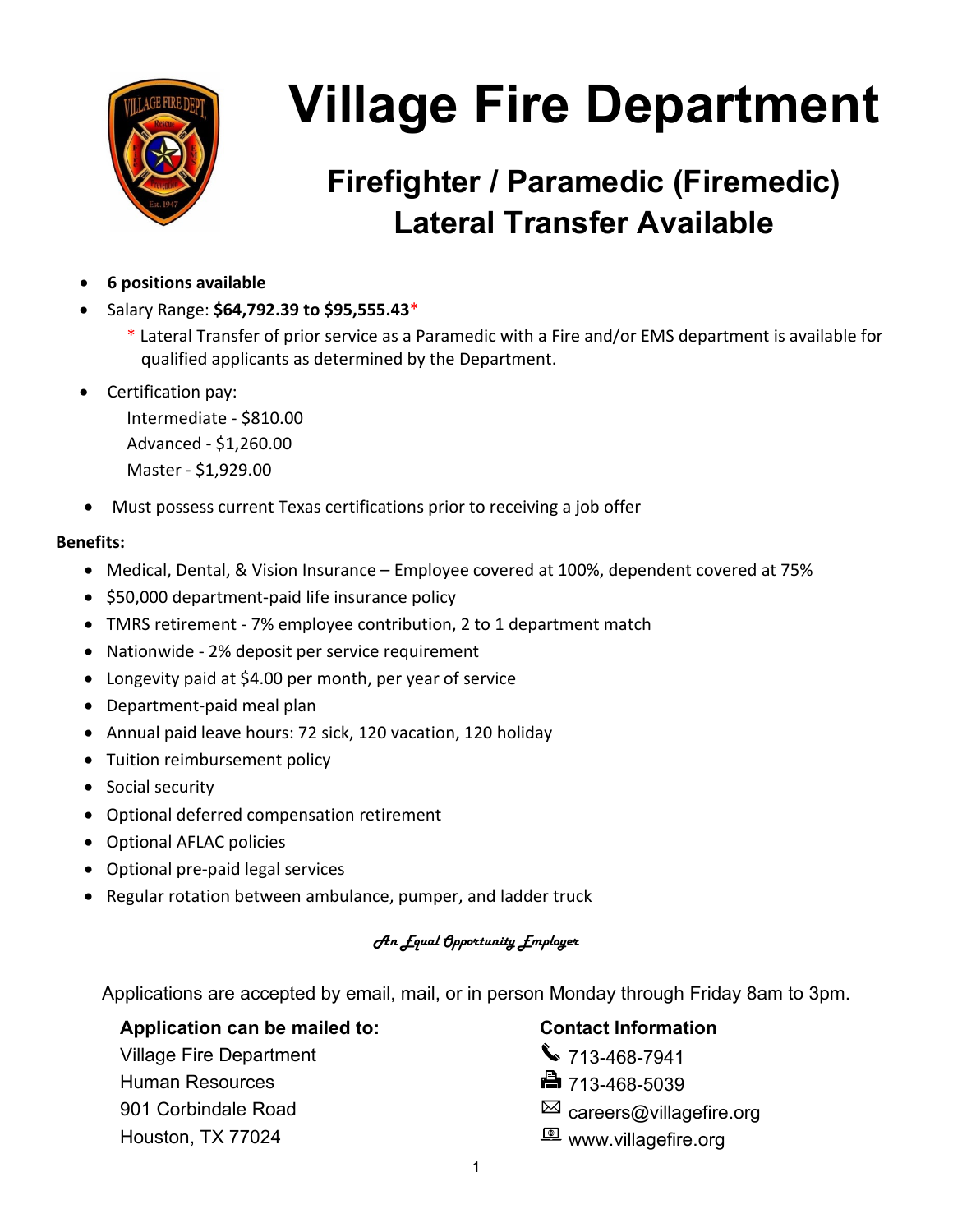# Village Fire Department

## Firefighter / Paramedic (Firemedic)
## Lateral Transfer Available

- **6 positions available**
- Salary Range: **$64,792.39 to $95,555.43***
  - * Lateral Transfer of prior service as a Paramedic with a Fire and/or EMS department is available for qualified applicants as determined by the Department.
- Certification pay:
  - Intermediate - $810.00
  - Advanced - $1,260.00
  - Master - $1,929.00
- Must possess current Texas certifications prior to receiving a job offer

**Benefits:**

- Medical, Dental, & Vision Insurance – Employee covered at 100%, dependent covered at 75%
- $50,000 department-paid life insurance policy
- TMRS retirement - 7% employee contribution, 2 to 1 department match
- Nationwide - 2% deposit per service requirement
- Longevity paid at $4.00 per month, per year of service
- Department-paid meal plan
- Annual paid leave hours: 72 sick, 120 vacation, 120 holiday
- Tuition reimbursement policy
- Social security
- Optional deferred compensation retirement
- Optional AFLAC policies
- Optional pre-paid legal services
- Regular rotation between ambulance, pumper, and ladder truck

*An Equal Opportunity Employer*

Applications are accepted by email, mail, or in person Monday through Friday 8am to 3pm.

**Application can be mailed to:**
Village Fire Department
Human Resources
901 Corbindale Road
Houston, TX 77024

**Contact Information**
713-468-7941
713-468-5039
careers@villagefire.org
www.villagefire.org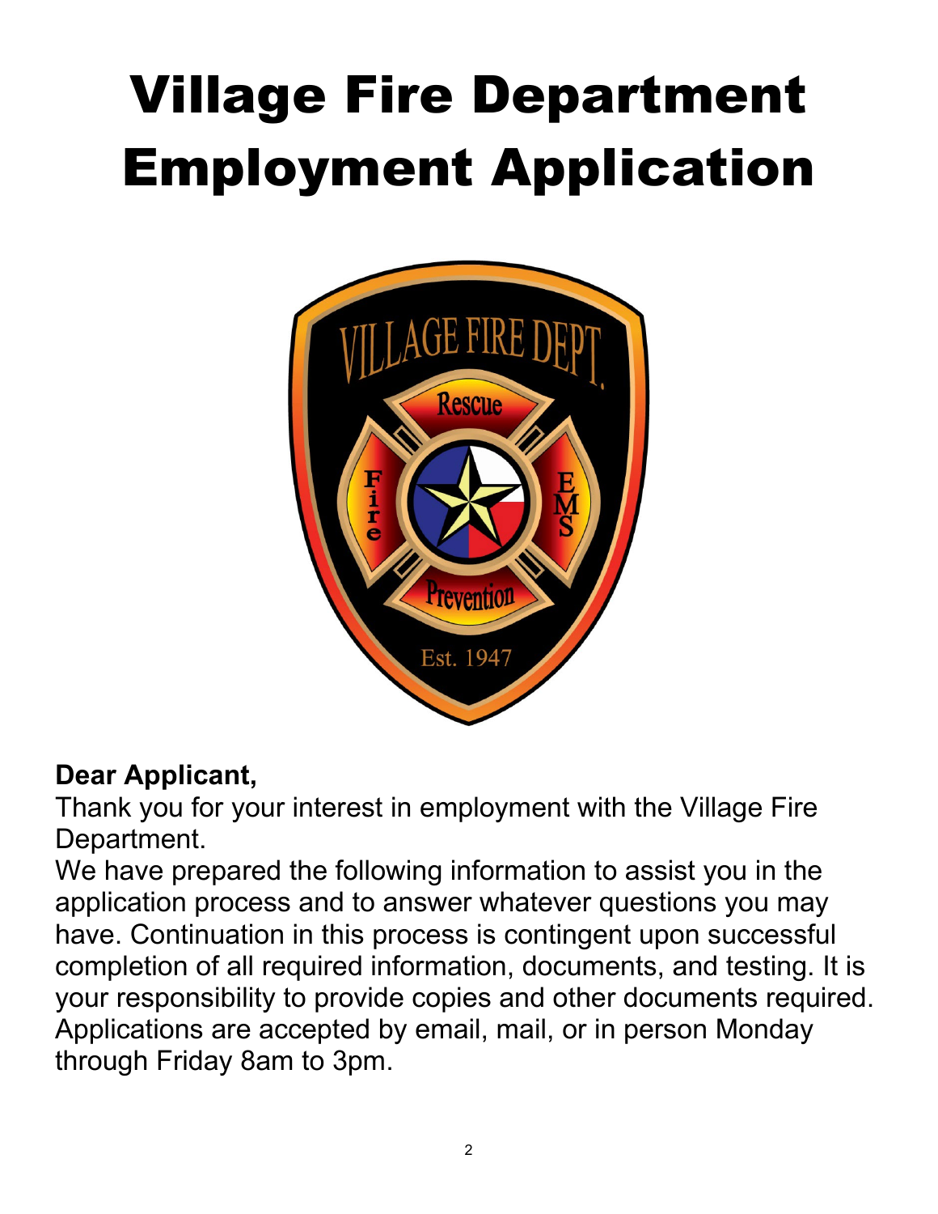# Village Fire Department Employment Application

**Dear Applicant,**

Thank you for your interest in employment with the Village Fire Department.

We have prepared the following information to assist you in the application process and to answer whatever questions you may have. Continuation in this process is contingent upon successful completion of all required information, documents, and testing. It is your responsibility to provide copies and other documents required. Applications are accepted by email, mail, or in person Monday through Friday 8am to 3pm.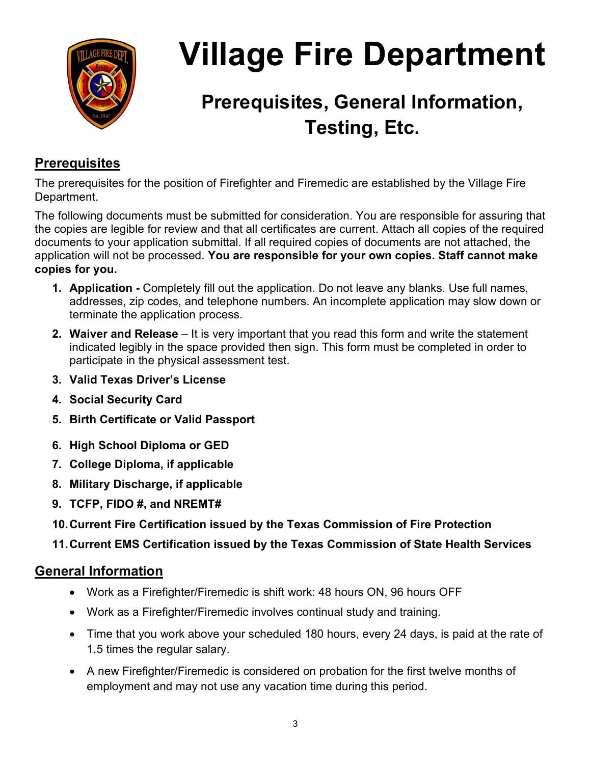# Village Fire Department

## Prerequisites, General Information, Testing, Etc.

### Prerequisites

The prerequisites for the position of Firefighter and Firemedic are established by the Village Fire Department.

The following documents must be submitted for consideration. You are responsible for assuring that the copies are legible for review and that all certificates are current. Attach all copies of the required documents to your application submittal. If all required copies of documents are not attached, the application will not be processed. **You are responsible for your own copies. Staff cannot make copies for you.**

1. **Application -** Completely fill out the application. Do not leave any blanks. Use full names, addresses, zip codes, and telephone numbers. An incomplete application may slow down or terminate the application process.
2. **Waiver and Release** – It is very important that you read this form and write the statement indicated legibly in the space provided then sign. This form must be completed in order to participate in the physical assessment test.
3. **Valid Texas Driver's License**
4. **Social Security Card**
5. **Birth Certificate or Valid Passport**
6. **High School Diploma or GED**
7. **College Diploma, if applicable**
8. **Military Discharge, if applicable**
9. **TCFP, FIDO #, and NREMT#**
10. **Current Fire Certification issued by the Texas Commission of Fire Protection**
11. **Current EMS Certification issued by the Texas Commission of State Health Services**

### General Information

- Work as a Firefighter/Firemedic is shift work: 48 hours ON, 96 hours OFF
- Work as a Firefighter/Firemedic involves continual study and training.
- Time that you work above your scheduled 180 hours, every 24 days, is paid at the rate of 1.5 times the regular salary.
- A new Firefighter/Firemedic is considered on probation for the first twelve months of employment and may not use any vacation time during this period.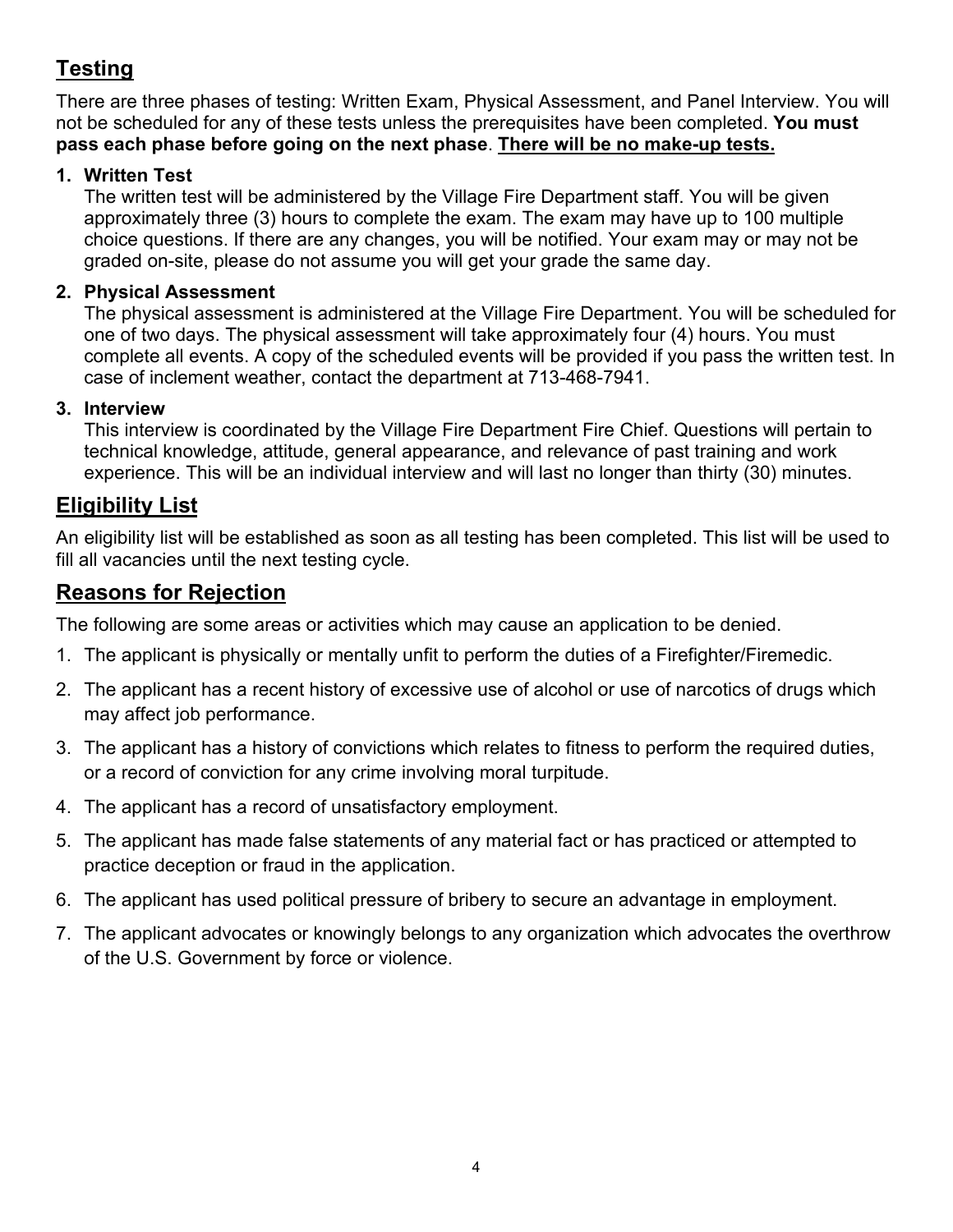## Testing

There are three phases of testing: Written Exam, Physical Assessment, and Panel Interview. You will not be scheduled for any of these tests unless the prerequisites have been completed. **You must pass each phase before going on the next phase**. **There will be no make-up tests.**

1. **Written Test**
   The written test will be administered by the Village Fire Department staff. You will be given approximately three (3) hours to complete the exam. The exam may have up to 100 multiple choice questions. If there are any changes, you will be notified. Your exam may or may not be graded on-site, please do not assume you will get your grade the same day.

2. **Physical Assessment**
   The physical assessment is administered at the Village Fire Department. You will be scheduled for one of two days. The physical assessment will take approximately four (4) hours. You must complete all events. A copy of the scheduled events will be provided if you pass the written test. In case of inclement weather, contact the department at 713-468-7941.

3. **Interview**
   This interview is coordinated by the Village Fire Department Fire Chief. Questions will pertain to technical knowledge, attitude, general appearance, and relevance of past training and work experience. This will be an individual interview and will last no longer than thirty (30) minutes.

## Eligibility List

An eligibility list will be established as soon as all testing has been completed. This list will be used to fill all vacancies until the next testing cycle.

## Reasons for Rejection

The following are some areas or activities which may cause an application to be denied.

1. The applicant is physically or mentally unfit to perform the duties of a Firefighter/Firemedic.
2. The applicant has a recent history of excessive use of alcohol or use of narcotics of drugs which may affect job performance.
3. The applicant has a history of convictions which relates to fitness to perform the required duties, or a record of conviction for any crime involving moral turpitude.
4. The applicant has a record of unsatisfactory employment.
5. The applicant has made false statements of any material fact or has practiced or attempted to practice deception or fraud in the application.
6. The applicant has used political pressure of bribery to secure an advantage in employment.
7. The applicant advocates or knowingly belongs to any organization which advocates the overthrow of the U.S. Government by force or violence.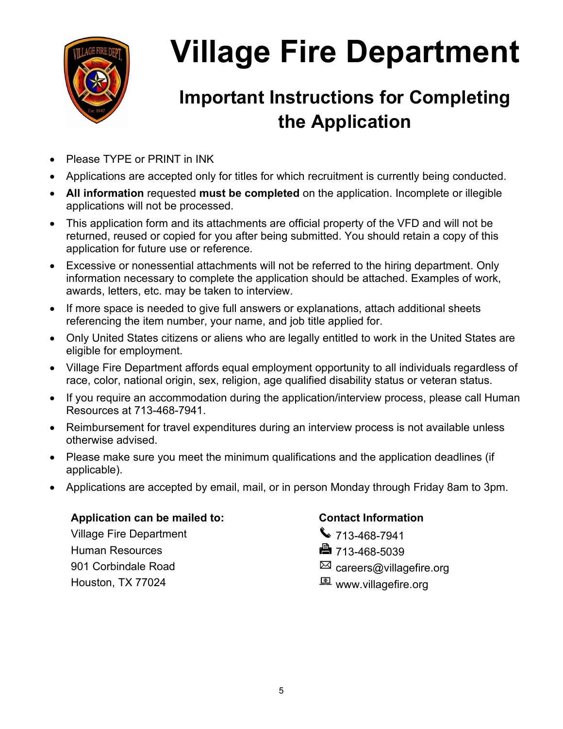# Village Fire Department

## Important Instructions for Completing the Application

- Please TYPE or PRINT in INK
- Applications are accepted only for titles for which recruitment is currently being conducted.
- **All information** requested **must be completed** on the application. Incomplete or illegible applications will not be processed.
- This application form and its attachments are official property of the VFD and will not be returned, reused or copied for you after being submitted. You should retain a copy of this application for future use or reference.
- Excessive or nonessential attachments will not be referred to the hiring department. Only information necessary to complete the application should be attached. Examples of work, awards, letters, etc. may be taken to interview.
- If more space is needed to give full answers or explanations, attach additional sheets referencing the item number, your name, and job title applied for.
- Only United States citizens or aliens who are legally entitled to work in the United States are eligible for employment.
- Village Fire Department affords equal employment opportunity to all individuals regardless of race, color, national origin, sex, religion, age qualified disability status or veteran status.
- If you require an accommodation during the application/interview process, please call Human Resources at 713-468-7941.
- Reimbursement for travel expenditures during an interview process is not available unless otherwise advised.
- Please make sure you meet the minimum qualifications and the application deadlines (if applicable).
- Applications are accepted by email, mail, or in person Monday through Friday 8am to 3pm.

**Application can be mailed to:**

Village Fire Department
Human Resources
901 Corbindale Road
Houston, TX 77024

**Contact Information**

713-468-7941
713-468-5039
careers@villagefire.org
www.villagefire.org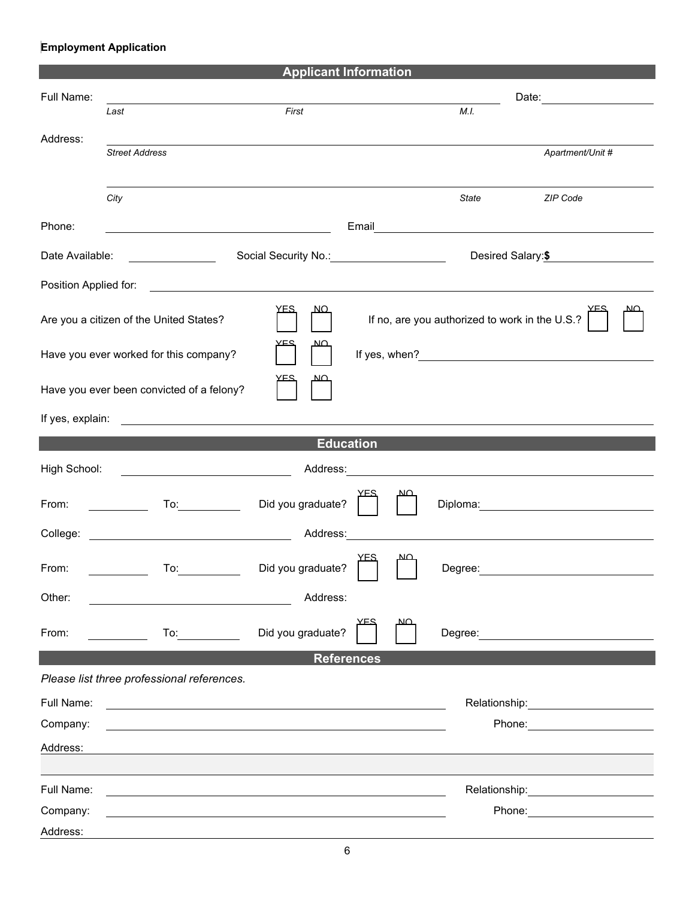**Employment Application**

## Applicant Information

Full Name: ______________________ Date: __________

*Last* *First* *M.I.*

Address: ______________________

*Street Address* *Apartment/Unit #*

______________________

*City* *State* *ZIP Code*

Phone: __________ Email __________

Date Available: __________ Social Security No.: __________ Desired Salary: **$** __________

Position Applied for: __________

Are you a citizen of the United States? YES ☐ NO ☐ If no, are you authorized to work in the U.S.? YES ☐ NO ☐

Have you ever worked for this company? YES ☐ NO ☐ If yes, when? __________

Have you ever been convicted of a felony? YES ☐ NO ☐

If yes, explain: __________

## Education

High School: __________ Address: __________

From: ______ To: ______ Did you graduate? YES ☐ NO ☐ Diploma: __________

College: __________ Address: __________

From: ______ To: ______ Did you graduate? YES ☐ NO ☐ Degree: __________

Other: __________ Address:

From: ______ To: ______ Did you graduate? YES ☐ NO ☐ Degree: __________

## References

*Please list three professional references.*

Full Name: __________ Relationship: __________

Company: __________ Phone: __________

Address: __________

Full Name: __________ Relationship: __________

Company: __________ Phone: __________

Address: __________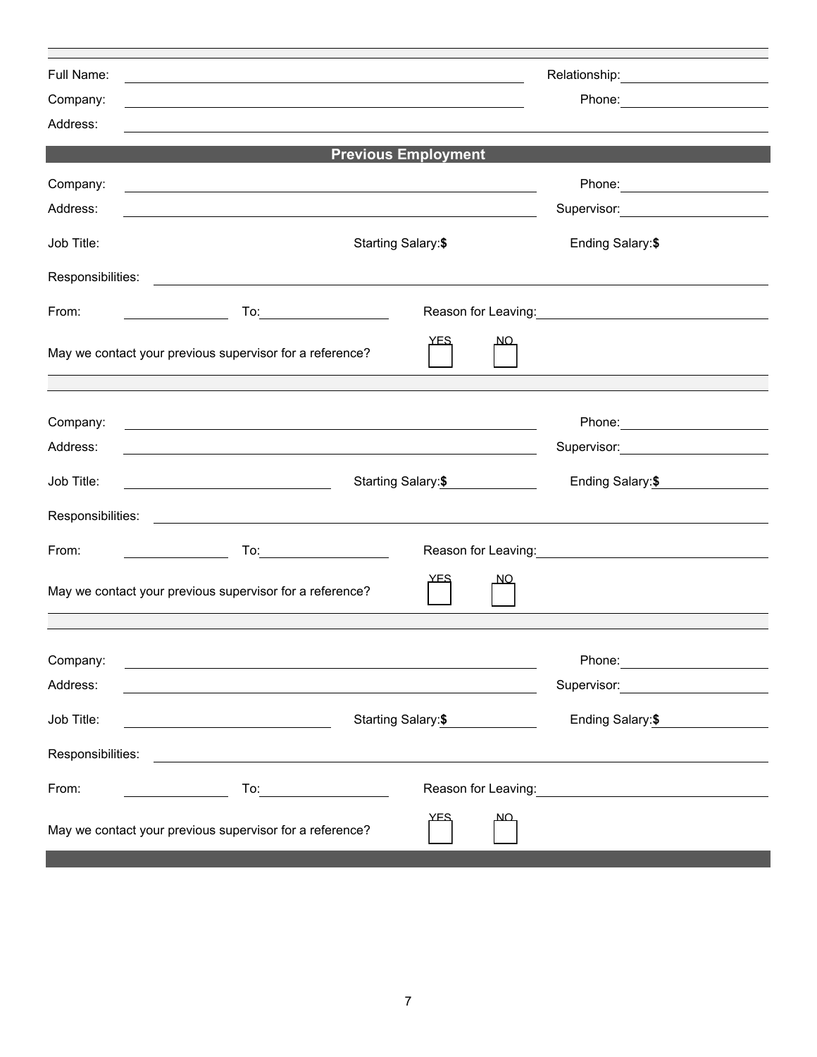Full Name: ______________________________ Relationship: ______________

Company: ______________________________ Phone: ______________

Address: ______________________________

## Previous Employment

Company: ______________________________ Phone: ______________

Address: ______________________________ Supervisor: ______________

Job Title: Starting Salary:**$** Ending Salary:**$**

Responsibilities: ______________________________

From: ______________ To: ______________ Reason for Leaving: ______________

May we contact your previous supervisor for a reference? YES ☐ NO ☐

---

Company: ______________________________ Phone: ______________

Address: ______________________________ Supervisor: ______________

Job Title: ______________ Starting Salary:**$** ______________ Ending Salary:**$** ______________

Responsibilities: ______________________________

From: ______________ To: ______________ Reason for Leaving: ______________

May we contact your previous supervisor for a reference? YES ☐ NO ☐

---

Company: ______________________________ Phone: ______________

Address: ______________________________ Supervisor: ______________

Job Title: ______________ Starting Salary:**$** ______________ Ending Salary:**$** ______________

Responsibilities: ______________________________

From: ______________ To: ______________ Reason for Leaving: ______________

May we contact your previous supervisor for a reference? YES ☐ NO ☐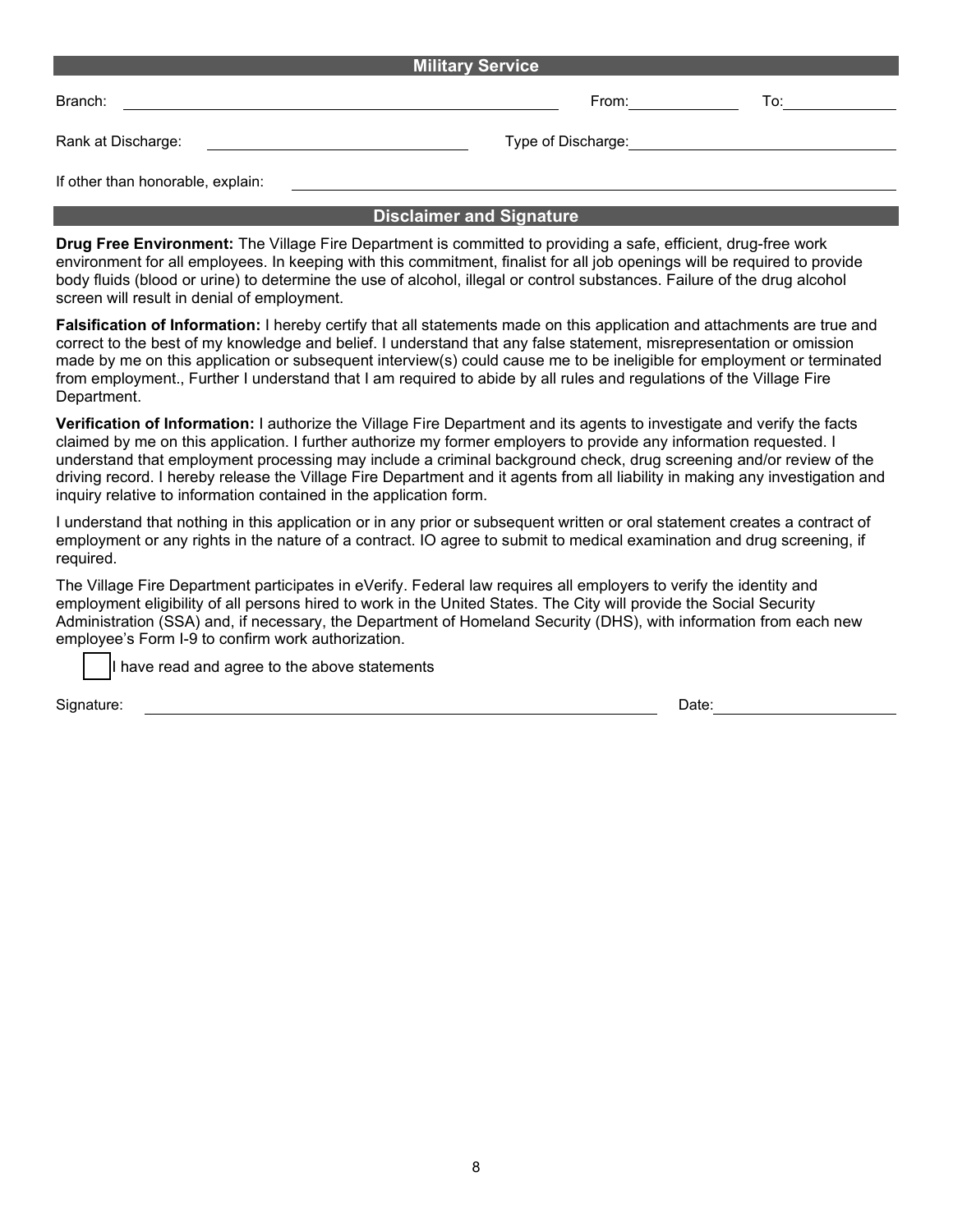## Military Service

Branch: ______________________________ From: __________ To: __________

Rank at Discharge: ______________________ Type of Discharge: ______________________

If other than honorable, explain: ______________________________________________

## Disclaimer and Signature

**Drug Free Environment:** The Village Fire Department is committed to providing a safe, efficient, drug-free work environment for all employees. In keeping with this commitment, finalist for all job openings will be required to provide body fluids (blood or urine) to determine the use of alcohol, illegal or control substances. Failure of the drug alcohol screen will result in denial of employment.

**Falsification of Information:** I hereby certify that all statements made on this application and attachments are true and correct to the best of my knowledge and belief. I understand that any false statement, misrepresentation or omission made by me on this application or subsequent interview(s) could cause me to be ineligible for employment or terminated from employment., Further I understand that I am required to abide by all rules and regulations of the Village Fire Department.

**Verification of Information:** I authorize the Village Fire Department and its agents to investigate and verify the facts claimed by me on this application. I further authorize my former employers to provide any information requested. I understand that employment processing may include a criminal background check, drug screening and/or review of the driving record. I hereby release the Village Fire Department and it agents from all liability in making any investigation and inquiry relative to information contained in the application form.

I understand that nothing in this application or in any prior or subsequent written or oral statement creates a contract of employment or any rights in the nature of a contract. IO agree to submit to medical examination and drug screening, if required.

The Village Fire Department participates in eVerify. Federal law requires all employers to verify the identity and employment eligibility of all persons hired to work in the United States. The City will provide the Social Security Administration (SSA) and, if necessary, the Department of Homeland Security (DHS), with information from each new employee's Form I-9 to confirm work authorization.

☐ I have read and agree to the above statements

Signature: ______________________________________________ Date: __________________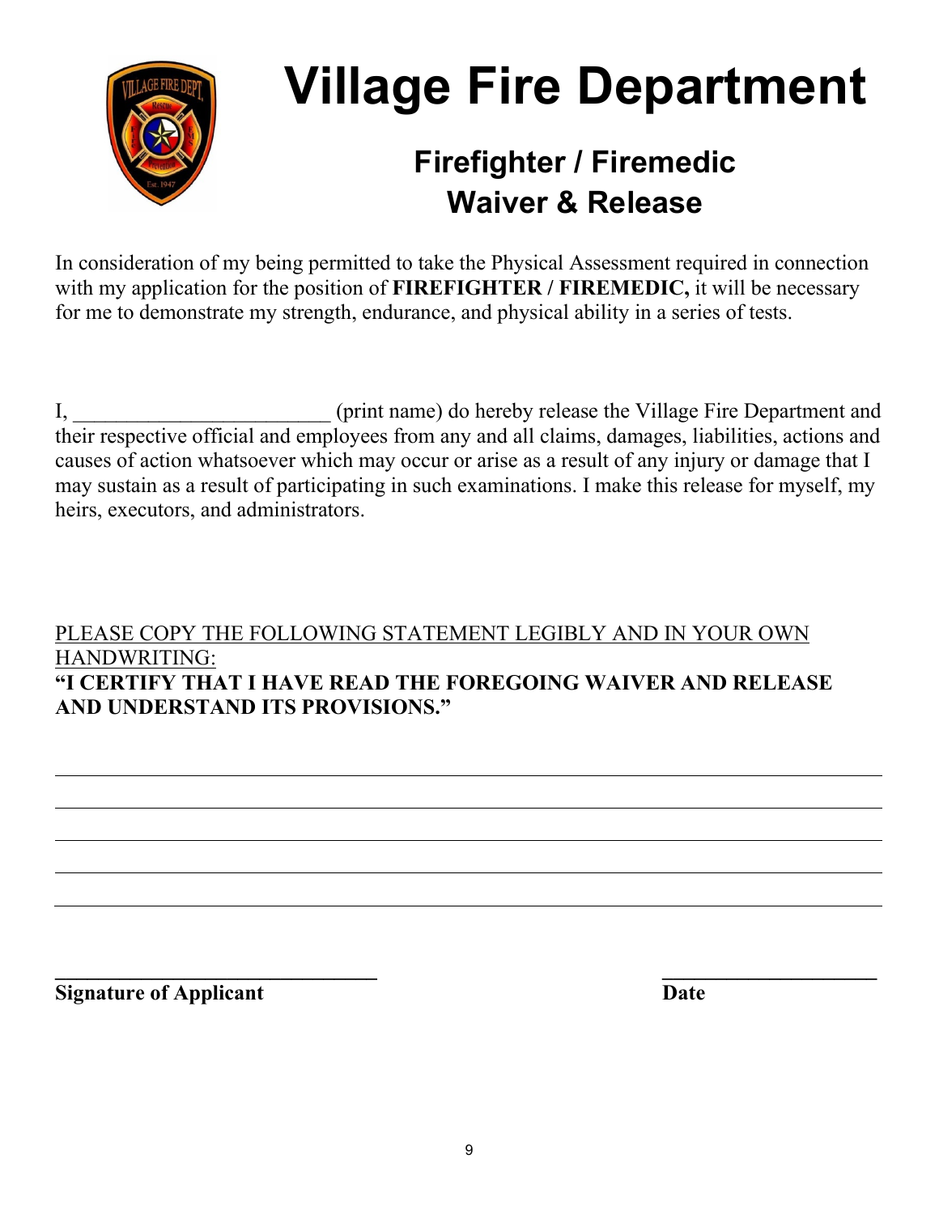# Village Fire Department

## Firefighter / Firemedic Waiver & Release

In consideration of my being permitted to take the Physical Assessment required in connection with my application for the position of **FIREFIGHTER / FIREMEDIC,** it will be necessary for me to demonstrate my strength, endurance, and physical ability in a series of tests.

I, _________________________ (print name) do hereby release the Village Fire Department and their respective official and employees from any and all claims, damages, liabilities, actions and causes of action whatsoever which may occur or arise as a result of any injury or damage that I may sustain as a result of participating in such examinations. I make this release for myself, my heirs, executors, and administrators.

<u>PLEASE COPY THE FOLLOWING STATEMENT LEGIBLY AND IN YOUR OWN HANDWRITING:</u>

**"I CERTIFY THAT I HAVE READ THE FOREGOING WAIVER AND RELEASE AND UNDERSTAND ITS PROVISIONS."**

______________________________________________________________________

______________________________________________________________________

______________________________________________________________________

______________________________________________________________________

______________________________________________________________________

______________________________ ______________________

**Signature of Applicant** **Date**